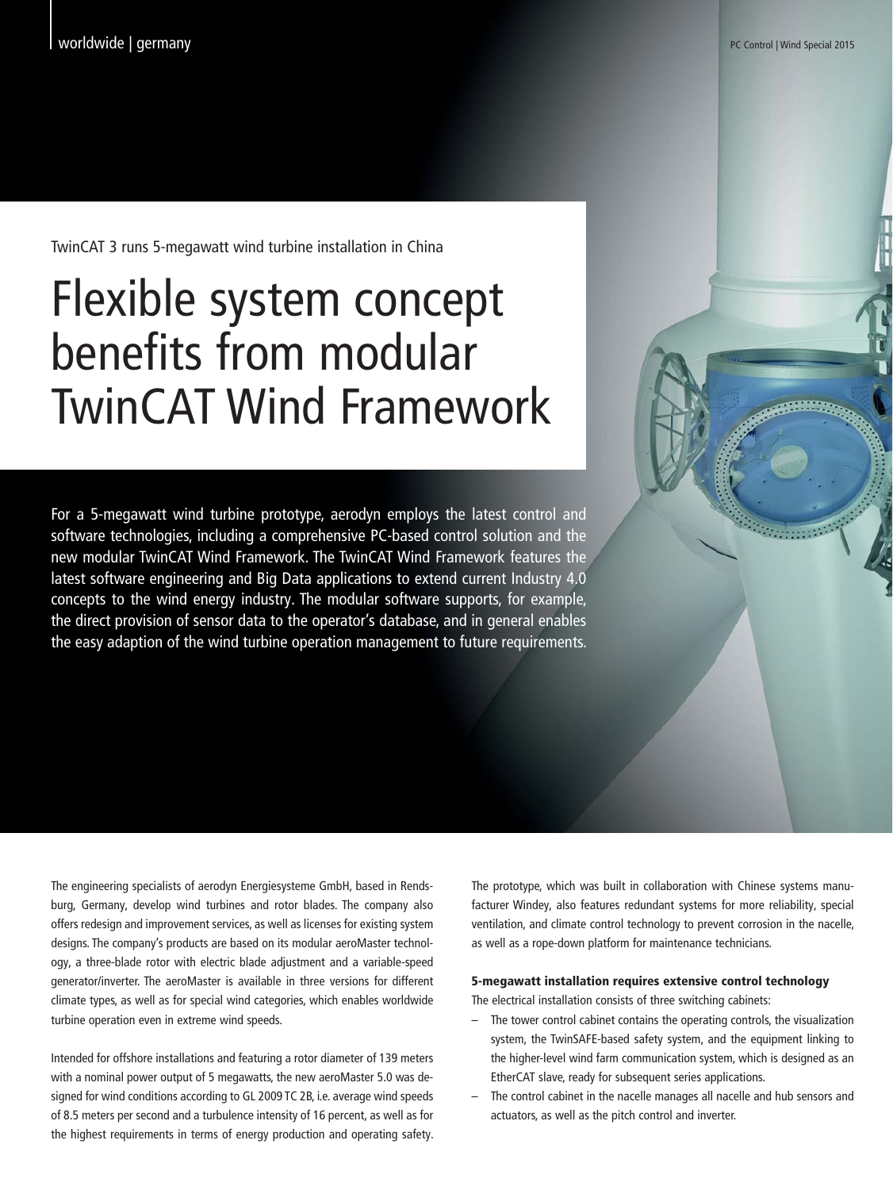TwinCAT 3 runs 5-megawatt wind turbine installation in China

# Flexible system concept benefits from modular TwinCAT Wind Framework

For a 5-megawatt wind turbine prototype, aerodyn employs the latest control and software technologies, including a comprehensive PC-based control solution and the new modular TwinCAT Wind Framework. The TwinCAT Wind Framework features the latest software engineering and Big Data applications to extend current Industry 4.0 concepts to the wind energy industry. The modular software supports, for example, the direct provision of sensor data to the operator's database, and in general enables the easy adaption of the wind turbine operation management to future requirements.

The engineering specialists of aerodyn Energiesysteme GmbH, based in Rendsburg, Germany, develop wind turbines and rotor blades. The company also offers redesign and improvement services, as well as licenses for existing system designs. The company's products are based on its modular aeroMaster technology, a three-blade rotor with electric blade adjustment and a variable-speed generator/inverter. The aeroMaster is available in three versions for different climate types, as well as for special wind categories, which enables worldwide turbine operation even in extreme wind speeds.

Intended for offshore installations and featuring a rotor diameter of 139 meters with a nominal power output of 5 megawatts, the new aeroMaster 5.0 was designed for wind conditions according to GL 2009 TC 2B, i.e. average wind speeds of 8.5 meters per second and a turbulence intensity of 16 percent, as well as for the highest requirements in terms of energy production and operating safety. The prototype, which was built in collaboration with Chinese systems manufacturer Windey, also features redundant systems for more reliability, special ventilation, and climate control technology to prevent corrosion in the nacelle, as well as a rope-down platform for maintenance technicians.

### 5-megawatt installation requires extensive control technology

The electrical installation consists of three switching cabinets:

- The tower control cabinet contains the operating controls, the visualization system, the TwinSAFE-based safety system, and the equipment linking to the higher-level wind farm communication system, which is designed as an EtherCAT slave, ready for subsequent series applications.
- The control cabinet in the nacelle manages all nacelle and hub sensors and actuators, as well as the pitch control and inverter.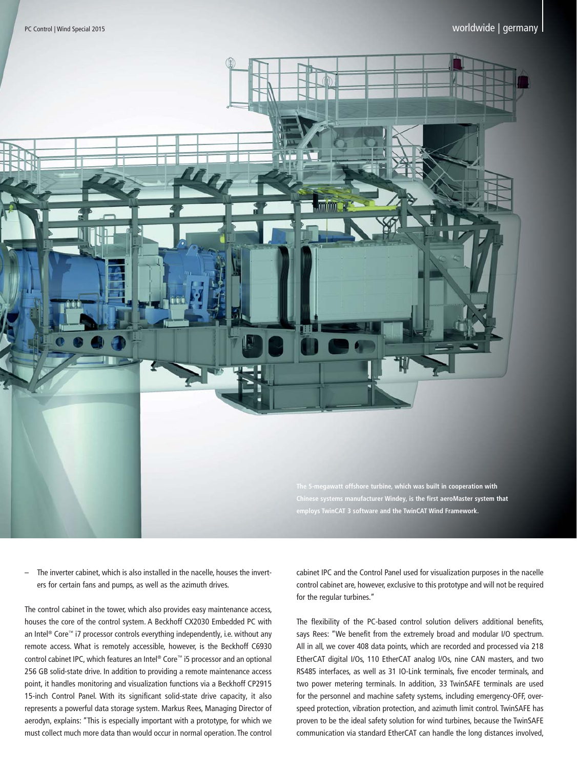The 5-megawatt offshore turbine, which was built in cooperation with Chinese systems manufacturer Windey, is the first aeroMaster system that employs TwinCAT 3 software and the TwinCAT Wind Framework.

– The inverter cabinet, which is also installed in the nacelle, houses the inverters for certain fans and pumps, as well as the azimuth drives.

The control cabinet in the tower, which also provides easy maintenance access, houses the core of the control system. A Beckhoff CX2030 Embedded PC with an Intel® Core™ i7 processor controls everything independently, i.e. without any remote access. What is remotely accessible, however, is the Beckhoff C6930 control cabinet IPC, which features an Intel® Core™ i5 processor and an optional 256 GB solid-state drive. In addition to providing a remote maintenance access point, it handles monitoring and visualization functions via a Beckhoff CP2915 15-inch Control Panel. With its significant solid-state drive capacity, it also represents a powerful data storage system. Markus Rees, Managing Director of aerodyn, explains: "This is especially important with a prototype, for which we must collect much more data than would occur in normal operation. The control cabinet IPC and the Control Panel used for visualization purposes in the nacelle control cabinet are, however, exclusive to this prototype and will not be required for the regular turbines."

The flexibility of the PC-based control solution delivers additional benefits, says Rees: "We benefit from the extremely broad and modular I/O spectrum. All in all, we cover 408 data points, which are recorded and processed via 218 EtherCAT digital I/Os, 110 EtherCAT analog I/Os, nine CAN masters, and two RS485 interfaces, as well as 31 IO-Link terminals, five encoder terminals, and two power metering terminals. In addition, 33 TwinSAFE terminals are used for the personnel and machine safety systems, including emergency-OFF, overspeed protection, vibration protection, and azimuth limit control. TwinSAFE has proven to be the ideal safety solution for wind turbines, because the TwinSAFE communication via standard EtherCAT can handle the long distances involved,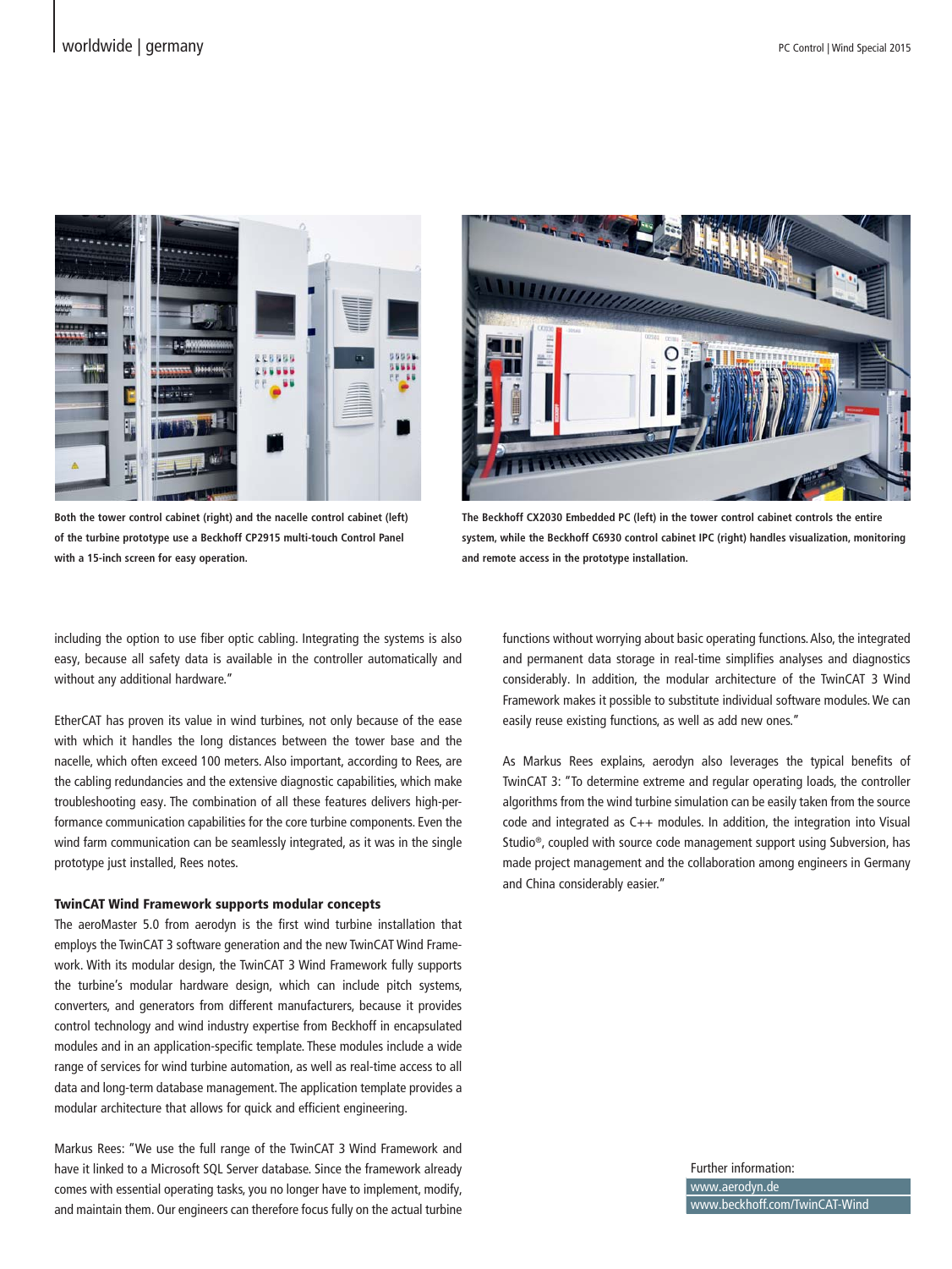Both the tower control cabinet (right) and the nacelle control cabinet (left) of the turbine prototype use a Beckhoff CP2915 multi-touch Control Panel with a 15-inch screen for easy operation.

The Beckhoff CX2030 Embedded PC (left) in the tower control cabinet controls the entire system, while the Beckhoff C6930 control cabinet IPC (right) handles visualization, monitoring and remote access in the prototype installation.

including the option to use fiber optic cabling. Integrating the systems is also easy, because all safety data is available in the controller automatically and without any additional hardware."

EtherCAT has proven its value in wind turbines, not only because of the ease with which it handles the long distances between the tower base and the nacelle, which often exceed 100 meters. Also important, according to Rees, are the cabling redundancies and the extensive diagnostic capabilities, which make troubleshooting easy. The combination of all these features delivers high-performance communication capabilities for the core turbine components. Even the wind farm communication can be seamlessly integrated, as it was in the single prototype just installed, Rees notes.

### TwinCAT Wind Framework supports modular concepts

The aeroMaster 5.0 from aerodyn is the first wind turbine installation that employs the TwinCAT 3 software generation and the new TwinCAT Wind Framework. With its modular design, the TwinCAT 3 Wind Framework fully supports the turbine's modular hardware design, which can include pitch systems, converters, and generators from different manufacturers, because it provides control technology and wind industry expertise from Beckhoff in encapsulated modules and in an application-specific template. These modules include a wide range of services for wind turbine automation, as well as real-time access to all data and long-term database management. The application template provides a modular architecture that allows for quick and efficient engineering.

Markus Rees: "We use the full range of the TwinCAT 3 Wind Framework and have it linked to a Microsoft SQL Server database. Since the framework already comes with essential operating tasks, you no longer have to implement, modify, and maintain them. Our engineers can therefore focus fully on the actual turbine functions without worrying about basic operating functions. Also, the integrated and permanent data storage in real-time simplifies analyses and diagnostics considerably. In addition, the modular architecture of the TwinCAT 3 Wind Framework makes it possible to substitute individual software modules. We can easily reuse existing functions, as well as add new ones."

As Markus Rees explains, aerodyn also leverages the typical benefits of TwinCAT 3: "To determine extreme and regular operating loads, the controller algorithms from the wind turbine simulation can be easily taken from the source code and integrated as C++ modules. In addition, the integration into Visual Studio®, coupled with source code management support using Subversion, has made project management and the collaboration among engineers in Germany and China considerably easier."

Further information:
www.aerodyn.de
www.beckhoff.com/TwinCAT-Wind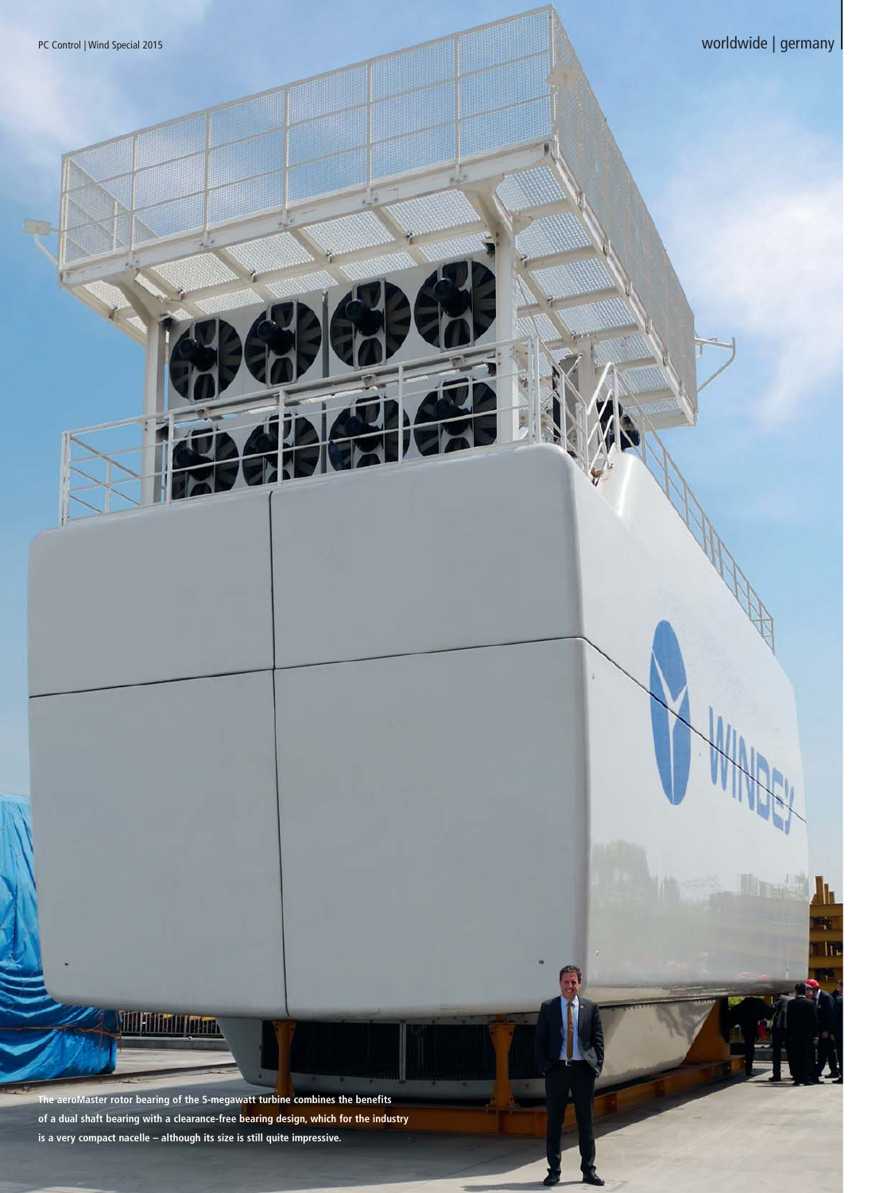The aeroMaster rotor bearing of the 5-megawatt turbine combines the benefits of a dual shaft bearing with a clearance-free bearing design, which for the industry is a very compact nacelle – although its size is still quite impressive.